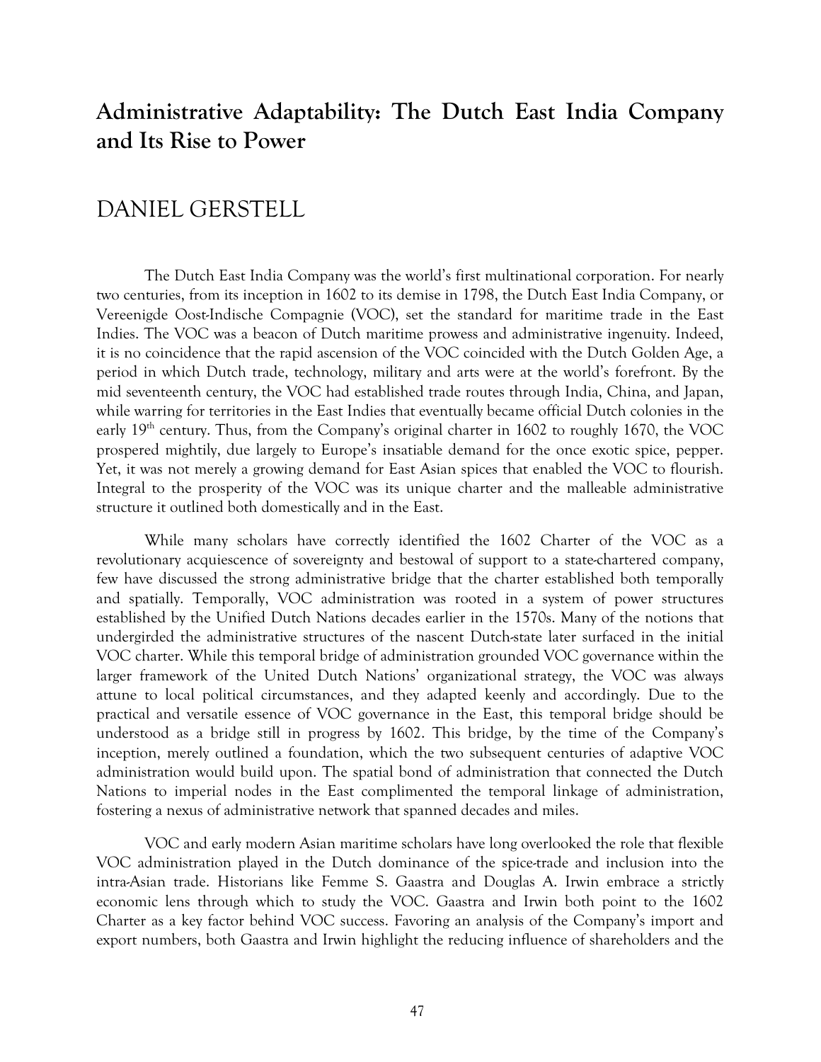# Administrative Adaptability: The Dutch East India Company and Its Rise to Power

## DANIEL GERSTELL

The Dutch East India Company was the world's first multinational corporation. For nearly two centuries, from its inception in 1602 to its demise in 1798, the Dutch East India Company, or Vereenigde Oost-Indische Compagnie (VOC), set the standard for maritime trade in the East Indies. The VOC was a beacon of Dutch maritime prowess and administrative ingenuity. Indeed, it is no coincidence that the rapid ascension of the VOC coincided with the Dutch Golden Age, a period in which Dutch trade, technology, military and arts were at the world's forefront. By the mid seventeenth century, the VOC had established trade routes through India, China, and Japan, while warring for territories in the East Indies that eventually became official Dutch colonies in the early 19th century. Thus, from the Company's original charter in 1602 to roughly 1670, the VOC prospered mightily, due largely to Europe's insatiable demand for the once exotic spice, pepper. Yet, it was not merely a growing demand for East Asian spices that enabled the VOC to flourish. Integral to the prosperity of the VOC was its unique charter and the malleable administrative structure it outlined both domestically and in the East.

While many scholars have correctly identified the 1602 Charter of the VOC as a revolutionary acquiescence of sovereignty and bestowal of support to a state-chartered company, few have discussed the strong administrative bridge that the charter established both temporally and spatially. Temporally, VOC administration was rooted in a system of power structures established by the Unified Dutch Nations decades earlier in the 1570s. Many of the notions that undergirded the administrative structures of the nascent Dutch-state later surfaced in the initial VOC charter. While this temporal bridge of administration grounded VOC governance within the larger framework of the United Dutch Nations' organizational strategy, the VOC was always attune to local political circumstances, and they adapted keenly and accordingly. Due to the practical and versatile essence of VOC governance in the East, this temporal bridge should be understood as a bridge still in progress by 1602. This bridge, by the time of the Company's inception, merely outlined a foundation, which the two subsequent centuries of adaptive VOC administration would build upon. The spatial bond of administration that connected the Dutch Nations to imperial nodes in the East complimented the temporal linkage of administration, fostering a nexus of administrative network that spanned decades and miles.

VOC and early modern Asian maritime scholars have long overlooked the role that flexible VOC administration played in the Dutch dominance of the spice-trade and inclusion into the intra-Asian trade. Historians like Femme S. Gaastra and Douglas A. Irwin embrace a strictly economic lens through which to study the VOC. Gaastra and Irwin both point to the 1602 Charter as a key factor behind VOC success. Favoring an analysis of the Company's import and export numbers, both Gaastra and Irwin highlight the reducing influence of shareholders and the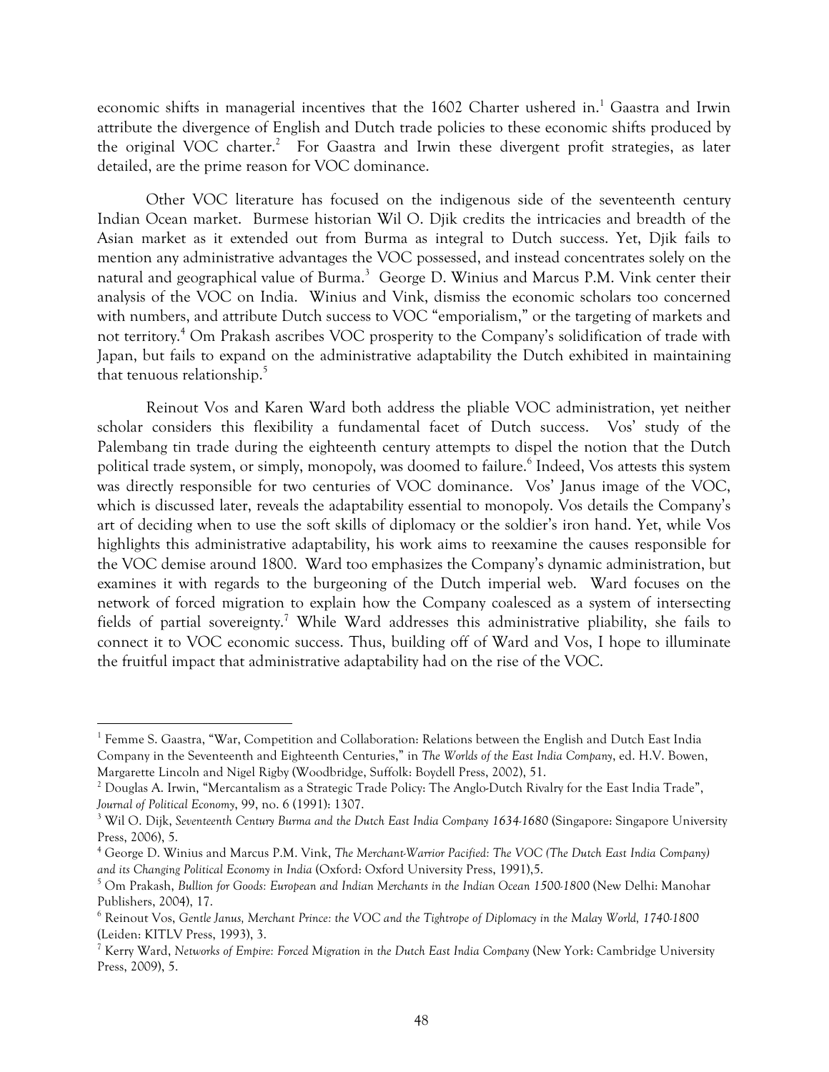economic shifts in managerial incentives that the 1602 Charter ushered in.[1] Gaastra and Irwin attribute the divergence of English and Dutch trade policies to these economic shifts produced by the original VOC charter.[2] For Gaastra and Irwin these divergent profit strategies, as later detailed, are the prime reason for VOC dominance.

Other VOC literature has focused on the indigenous side of the seventeenth century Indian Ocean market. Burmese historian Wil O. Djik credits the intricacies and breadth of the Asian market as it extended out from Burma as integral to Dutch success. Yet, Djik fails to mention any administrative advantages the VOC possessed, and instead concentrates solely on the natural and geographical value of Burma.[3] George D. Winius and Marcus P.M. Vink center their analysis of the VOC on India. Winius and Vink, dismiss the economic scholars too concerned with numbers, and attribute Dutch success to VOC "emporialism," or the targeting of markets and not territory.[4] Om Prakash ascribes VOC prosperity to the Company's solidification of trade with Japan, but fails to expand on the administrative adaptability the Dutch exhibited in maintaining that tenuous relationship.[5]

Reinout Vos and Karen Ward both address the pliable VOC administration, yet neither scholar considers this flexibility a fundamental facet of Dutch success. Vos' study of the Palembang tin trade during the eighteenth century attempts to dispel the notion that the Dutch political trade system, or simply, monopoly, was doomed to failure.[6] Indeed, Vos attests this system was directly responsible for two centuries of VOC dominance. Vos' Janus image of the VOC, which is discussed later, reveals the adaptability essential to monopoly. Vos details the Company's art of deciding when to use the soft skills of diplomacy or the soldier's iron hand. Yet, while Vos highlights this administrative adaptability, his work aims to reexamine the causes responsible for the VOC demise around 1800. Ward too emphasizes the Company's dynamic administration, but examines it with regards to the burgeoning of the Dutch imperial web. Ward focuses on the network of forced migration to explain how the Company coalesced as a system of intersecting fields of partial sovereignty.[7] While Ward addresses this administrative pliability, she fails to connect it to VOC economic success. Thus, building off of Ward and Vos, I hope to illuminate the fruitful impact that administrative adaptability had on the rise of the VOC.

---

[1] Femme S. Gaastra, "War, Competition and Collaboration: Relations between the English and Dutch East India Company in the Seventeenth and Eighteenth Centuries," in *The Worlds of the East India Company*, ed. H.V. Bowen, Margarette Lincoln and Nigel Rigby (Woodbridge, Suffolk: Boydell Press, 2002), 51.

[2] Douglas A. Irwin, "Mercantalism as a Strategic Trade Policy: The Anglo-Dutch Rivalry for the East India Trade", *Journal of Political Economy*, 99, no. 6 (1991): 1307.

[3] Wil O. Dijk, *Seventeenth Century Burma and the Dutch East India Company 1634-1680* (Singapore: Singapore University Press, 2006), 5.

[4] George D. Winius and Marcus P.M. Vink, *The Merchant-Warrior Pacified: The VOC (The Dutch East India Company) and its Changing Political Economy in India* (Oxford: Oxford University Press, 1991),5.

[5] Om Prakash, *Bullion for Goods: European and Indian Merchants in the Indian Ocean 1500-1800* (New Delhi: Manohar Publishers, 2004), 17.

[6] Reinout Vos, *Gentle Janus, Merchant Prince: the VOC and the Tightrope of Diplomacy in the Malay World, 1740-1800* (Leiden: KITLV Press, 1993), 3.

[7] Kerry Ward, *Networks of Empire: Forced Migration in the Dutch East India Company* (New York: Cambridge University Press, 2009), 5.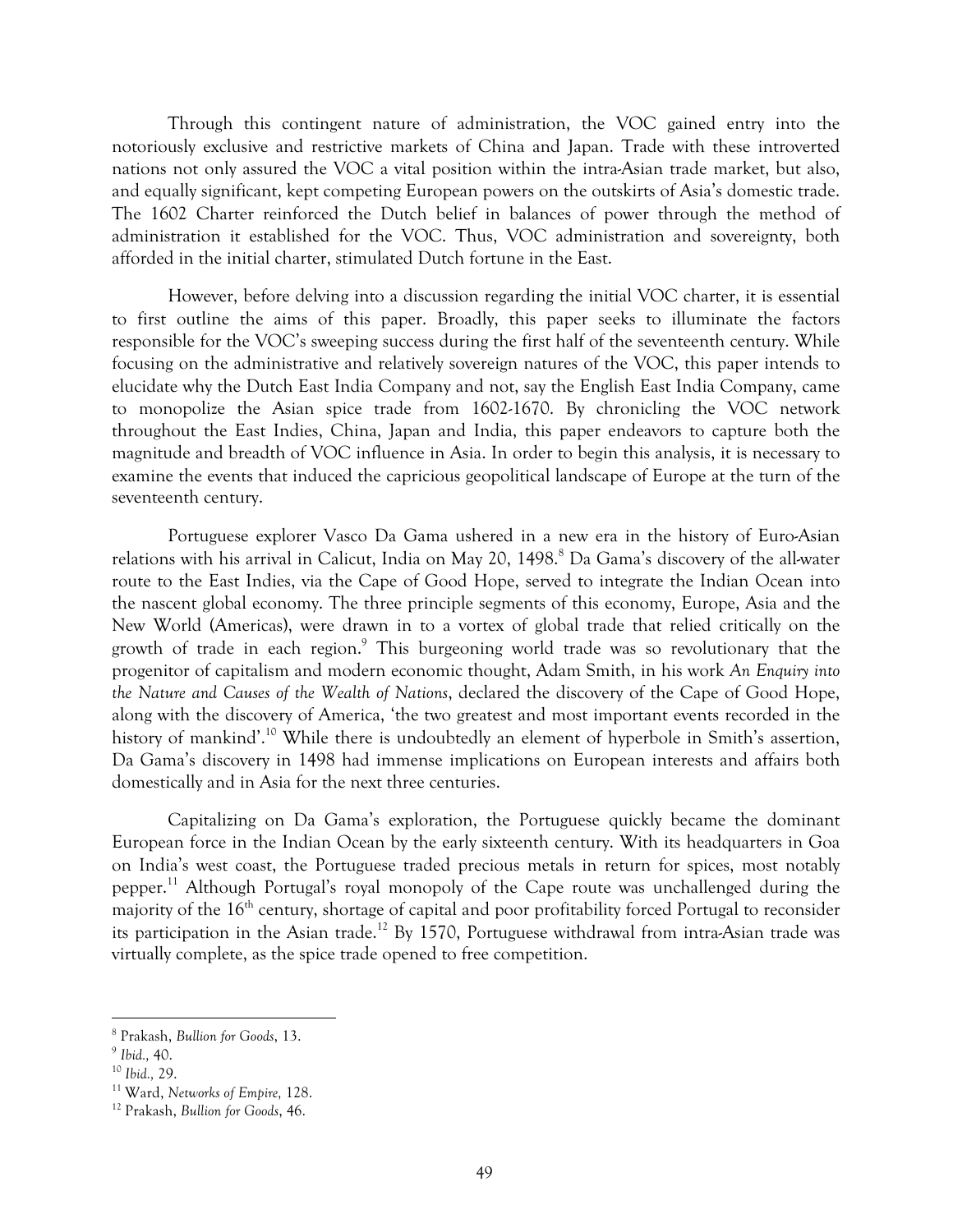Through this contingent nature of administration, the VOC gained entry into the notoriously exclusive and restrictive markets of China and Japan. Trade with these introverted nations not only assured the VOC a vital position within the intra-Asian trade market, but also, and equally significant, kept competing European powers on the outskirts of Asia's domestic trade. The 1602 Charter reinforced the Dutch belief in balances of power through the method of administration it established for the VOC. Thus, VOC administration and sovereignty, both afforded in the initial charter, stimulated Dutch fortune in the East.

However, before delving into a discussion regarding the initial VOC charter, it is essential to first outline the aims of this paper. Broadly, this paper seeks to illuminate the factors responsible for the VOC's sweeping success during the first half of the seventeenth century. While focusing on the administrative and relatively sovereign natures of the VOC, this paper intends to elucidate why the Dutch East India Company and not, say the English East India Company, came to monopolize the Asian spice trade from 1602-1670. By chronicling the VOC network throughout the East Indies, China, Japan and India, this paper endeavors to capture both the magnitude and breadth of VOC influence in Asia. In order to begin this analysis, it is necessary to examine the events that induced the capricious geopolitical landscape of Europe at the turn of the seventeenth century.

Portuguese explorer Vasco Da Gama ushered in a new era in the history of Euro-Asian relations with his arrival in Calicut, India on May 20, 1498.[8] Da Gama's discovery of the all-water route to the East Indies, via the Cape of Good Hope, served to integrate the Indian Ocean into the nascent global economy. The three principle segments of this economy, Europe, Asia and the New World (Americas), were drawn in to a vortex of global trade that relied critically on the growth of trade in each region.[9] This burgeoning world trade was so revolutionary that the progenitor of capitalism and modern economic thought, Adam Smith, in his work *An Enquiry into the Nature and Causes of the Wealth of Nations*, declared the discovery of the Cape of Good Hope, along with the discovery of America, 'the two greatest and most important events recorded in the history of mankind'.[10] While there is undoubtedly an element of hyperbole in Smith's assertion, Da Gama's discovery in 1498 had immense implications on European interests and affairs both domestically and in Asia for the next three centuries.

Capitalizing on Da Gama's exploration, the Portuguese quickly became the dominant European force in the Indian Ocean by the early sixteenth century. With its headquarters in Goa on India's west coast, the Portuguese traded precious metals in return for spices, most notably pepper.[11] Although Portugal's royal monopoly of the Cape route was unchallenged during the majority of the 16th century, shortage of capital and poor profitability forced Portugal to reconsider its participation in the Asian trade.[12] By 1570, Portuguese withdrawal from intra-Asian trade was virtually complete, as the spice trade opened to free competition.

---

[8] Prakash, *Bullion for Goods*, 13.

[9] *Ibid.*, 40.

[10] *Ibid.*, 29.

[11] Ward, *Networks of Empire*, 128.

[12] Prakash, *Bullion for Goods*, 46.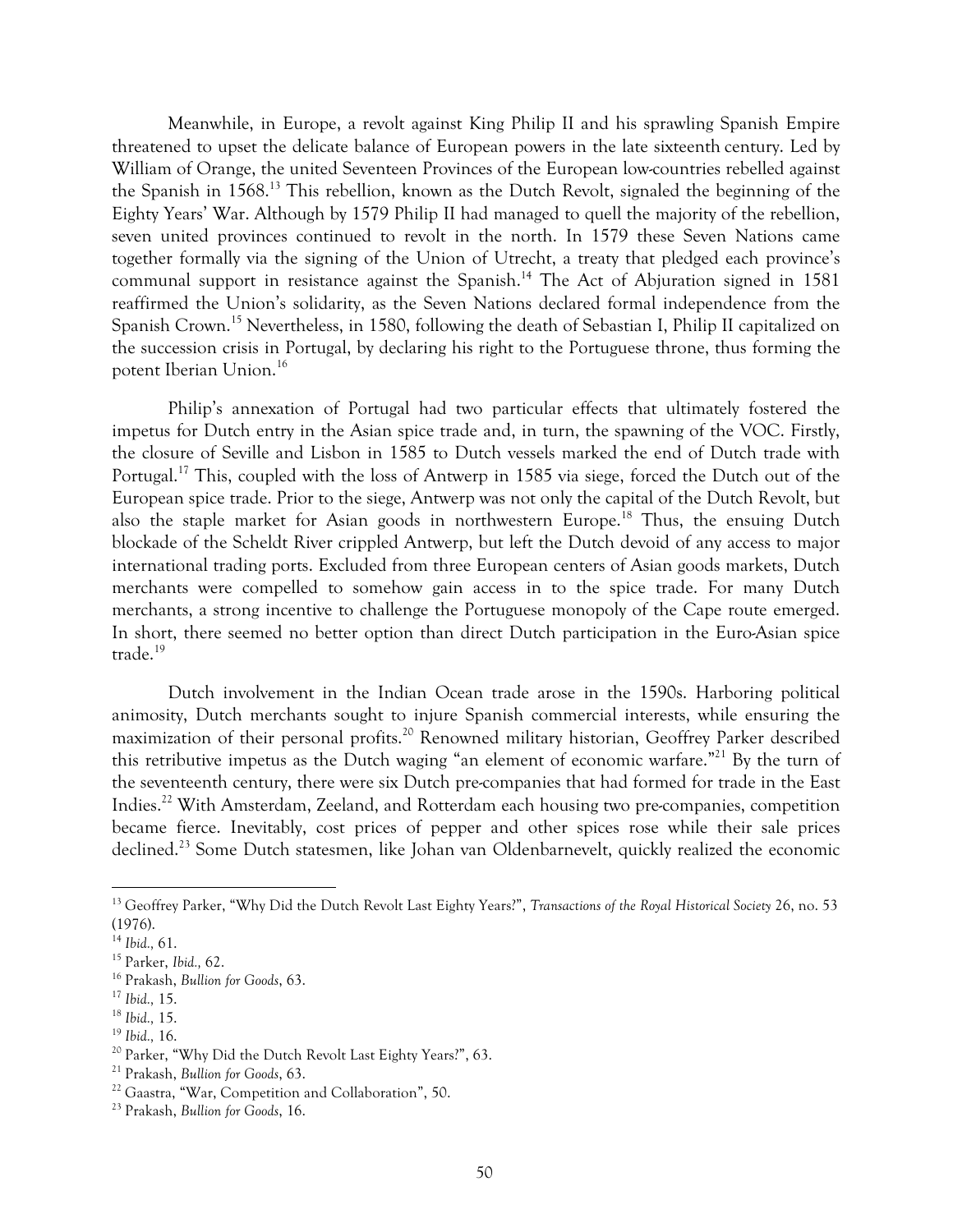Meanwhile, in Europe, a revolt against King Philip II and his sprawling Spanish Empire threatened to upset the delicate balance of European powers in the late sixteenth century. Led by William of Orange, the united Seventeen Provinces of the European low-countries rebelled against the Spanish in 1568.[13] This rebellion, known as the Dutch Revolt, signaled the beginning of the Eighty Years' War. Although by 1579 Philip II had managed to quell the majority of the rebellion, seven united provinces continued to revolt in the north. In 1579 these Seven Nations came together formally via the signing of the Union of Utrecht, a treaty that pledged each province's communal support in resistance against the Spanish.[14] The Act of Abjuration signed in 1581 reaffirmed the Union's solidarity, as the Seven Nations declared formal independence from the Spanish Crown.[15] Nevertheless, in 1580, following the death of Sebastian I, Philip II capitalized on the succession crisis in Portugal, by declaring his right to the Portuguese throne, thus forming the potent Iberian Union.[16]

Philip's annexation of Portugal had two particular effects that ultimately fostered the impetus for Dutch entry in the Asian spice trade and, in turn, the spawning of the VOC. Firstly, the closure of Seville and Lisbon in 1585 to Dutch vessels marked the end of Dutch trade with Portugal.[17] This, coupled with the loss of Antwerp in 1585 via siege, forced the Dutch out of the European spice trade. Prior to the siege, Antwerp was not only the capital of the Dutch Revolt, but also the staple market for Asian goods in northwestern Europe.[18] Thus, the ensuing Dutch blockade of the Scheldt River crippled Antwerp, but left the Dutch devoid of any access to major international trading ports. Excluded from three European centers of Asian goods markets, Dutch merchants were compelled to somehow gain access in to the spice trade. For many Dutch merchants, a strong incentive to challenge the Portuguese monopoly of the Cape route emerged. In short, there seemed no better option than direct Dutch participation in the Euro-Asian spice trade.[19]

Dutch involvement in the Indian Ocean trade arose in the 1590s. Harboring political animosity, Dutch merchants sought to injure Spanish commercial interests, while ensuring the maximization of their personal profits.[20] Renowned military historian, Geoffrey Parker described this retributive impetus as the Dutch waging "an element of economic warfare."[21] By the turn of the seventeenth century, there were six Dutch pre-companies that had formed for trade in the East Indies.[22] With Amsterdam, Zeeland, and Rotterdam each housing two pre-companies, competition became fierce. Inevitably, cost prices of pepper and other spices rose while their sale prices declined.[23] Some Dutch statesmen, like Johan van Oldenbarnevelt, quickly realized the economic

---

[13] Geoffrey Parker, "Why Did the Dutch Revolt Last Eighty Years?", *Transactions of the Royal Historical Society* 26, no. 53 (1976).

[14] *Ibid.,* 61.

[15] Parker, *Ibid.,* 62.

[16] Prakash, *Bullion for Goods*, 63.

[17] *Ibid.,* 15.

[18] *Ibid.,* 15.

[19] *Ibid.,* 16.

[20] Parker, "Why Did the Dutch Revolt Last Eighty Years?", 63.

[21] Prakash, *Bullion for Goods*, 63.

[22] Gaastra, "War, Competition and Collaboration", 50.

[23] Prakash, *Bullion for Goods*, 16.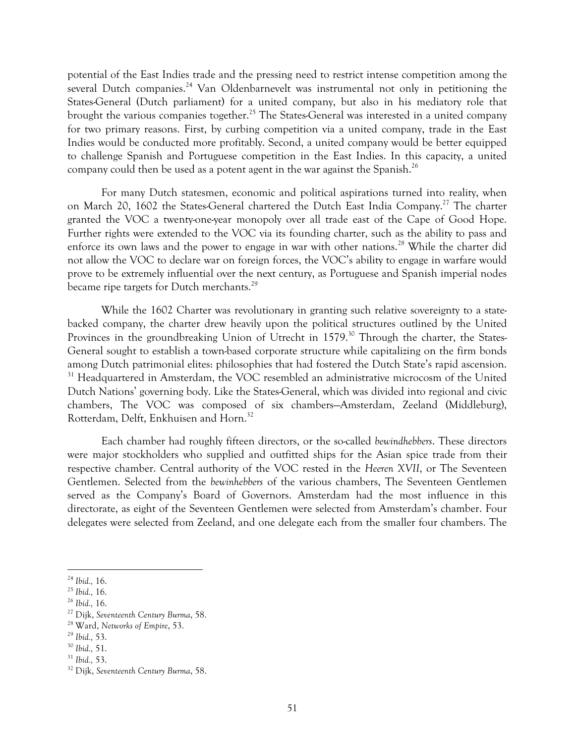potential of the East Indies trade and the pressing need to restrict intense competition among the several Dutch companies.[24] Van Oldenbarnevelt was instrumental not only in petitioning the States-General (Dutch parliament) for a united company, but also in his mediatory role that brought the various companies together.[25] The States-General was interested in a united company for two primary reasons. First, by curbing competition via a united company, trade in the East Indies would be conducted more profitably. Second, a united company would be better equipped to challenge Spanish and Portuguese competition in the East Indies. In this capacity, a united company could then be used as a potent agent in the war against the Spanish.[26]

For many Dutch statesmen, economic and political aspirations turned into reality, when on March 20, 1602 the States-General chartered the Dutch East India Company.[27] The charter granted the VOC a twenty-one-year monopoly over all trade east of the Cape of Good Hope. Further rights were extended to the VOC via its founding charter, such as the ability to pass and enforce its own laws and the power to engage in war with other nations.[28] While the charter did not allow the VOC to declare war on foreign forces, the VOC's ability to engage in warfare would prove to be extremely influential over the next century, as Portuguese and Spanish imperial nodes became ripe targets for Dutch merchants.[29]

While the 1602 Charter was revolutionary in granting such relative sovereignty to a state-backed company, the charter drew heavily upon the political structures outlined by the United Provinces in the groundbreaking Union of Utrecht in 1579.[30] Through the charter, the States-General sought to establish a town-based corporate structure while capitalizing on the firm bonds among Dutch patrimonial elites: philosophies that had fostered the Dutch State's rapid ascension. [31] Headquartered in Amsterdam, the VOC resembled an administrative microcosm of the United Dutch Nations' governing body. Like the States-General, which was divided into regional and civic chambers, The VOC was composed of six chambers—Amsterdam, Zeeland (Middleburg), Rotterdam, Delft, Enkhuisen and Horn.[32]

Each chamber had roughly fifteen directors, or the so-called *bewindhebbers*. These directors were major stockholders who supplied and outfitted ships for the Asian spice trade from their respective chamber. Central authority of the VOC rested in the *Heeren XVII*, or The Seventeen Gentlemen. Selected from the *bewinhebbers* of the various chambers, The Seventeen Gentlemen served as the Company's Board of Governors. Amsterdam had the most influence in this directorate, as eight of the Seventeen Gentlemen were selected from Amsterdam's chamber. Four delegates were selected from Zeeland, and one delegate each from the smaller four chambers. The

---

[24] *Ibid.,* 16.
[25] *Ibid.,* 16.
[26] *Ibid.,* 16.
[27] Dijk, *Seventeenth Century Burma*, 58.
[28] Ward, *Networks of Empire*, 53.
[29] *Ibid.,* 53.
[30] *Ibid.,* 51.
[31] *Ibid.,* 53.
[32] Dijk, *Seventeenth Century Burma*, 58.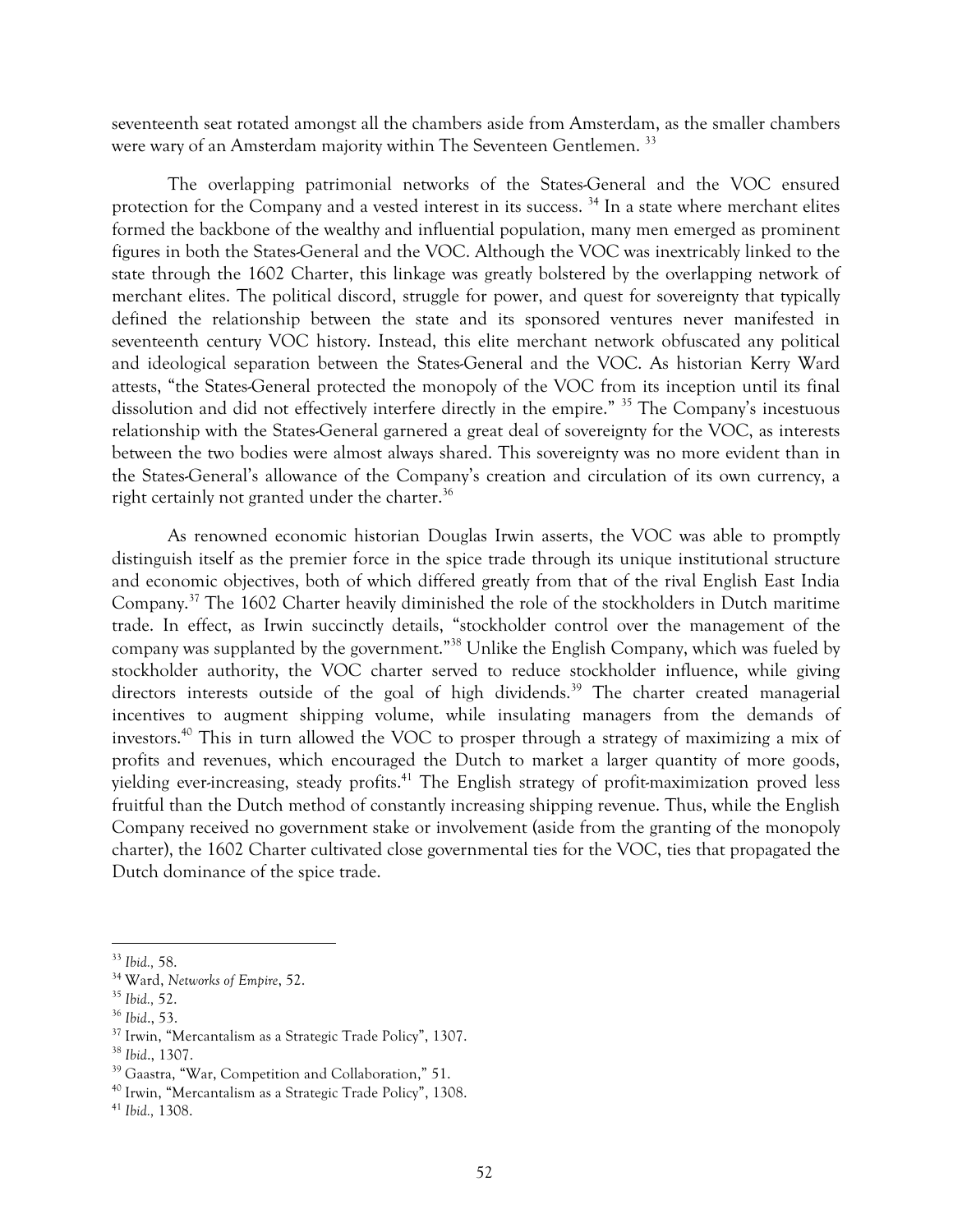seventeenth seat rotated amongst all the chambers aside from Amsterdam, as the smaller chambers were wary of an Amsterdam majority within The Seventeen Gentlemen. [33]

The overlapping patrimonial networks of the States-General and the VOC ensured protection for the Company and a vested interest in its success. [34] In a state where merchant elites formed the backbone of the wealthy and influential population, many men emerged as prominent figures in both the States-General and the VOC. Although the VOC was inextricably linked to the state through the 1602 Charter, this linkage was greatly bolstered by the overlapping network of merchant elites. The political discord, struggle for power, and quest for sovereignty that typically defined the relationship between the state and its sponsored ventures never manifested in seventeenth century VOC history. Instead, this elite merchant network obfuscated any political and ideological separation between the States-General and the VOC. As historian Kerry Ward attests, "the States-General protected the monopoly of the VOC from its inception until its final dissolution and did not effectively interfere directly in the empire." [35] The Company's incestuous relationship with the States-General garnered a great deal of sovereignty for the VOC, as interests between the two bodies were almost always shared. This sovereignty was no more evident than in the States-General's allowance of the Company's creation and circulation of its own currency, a right certainly not granted under the charter.[36]

As renowned economic historian Douglas Irwin asserts, the VOC was able to promptly distinguish itself as the premier force in the spice trade through its unique institutional structure and economic objectives, both of which differed greatly from that of the rival English East India Company.[37] The 1602 Charter heavily diminished the role of the stockholders in Dutch maritime trade. In effect, as Irwin succinctly details, "stockholder control over the management of the company was supplanted by the government."[38] Unlike the English Company, which was fueled by stockholder authority, the VOC charter served to reduce stockholder influence, while giving directors interests outside of the goal of high dividends.[39] The charter created managerial incentives to augment shipping volume, while insulating managers from the demands of investors.[40] This in turn allowed the VOC to prosper through a strategy of maximizing a mix of profits and revenues, which encouraged the Dutch to market a larger quantity of more goods, yielding ever-increasing, steady profits.[41] The English strategy of profit-maximization proved less fruitful than the Dutch method of constantly increasing shipping revenue. Thus, while the English Company received no government stake or involvement (aside from the granting of the monopoly charter), the 1602 Charter cultivated close governmental ties for the VOC, ties that propagated the Dutch dominance of the spice trade.

---

[33] *Ibid.*, 58.

[34] Ward, *Networks of Empire*, 52.

[35] *Ibid.*, 52.

[36] *Ibid.*, 53.

[37] Irwin, "Mercantalism as a Strategic Trade Policy", 1307.

[38] *Ibid.*, 1307.

[39] Gaastra, "War, Competition and Collaboration," 51.

[40] Irwin, "Mercantalism as a Strategic Trade Policy", 1308.

[41] *Ibid.*, 1308.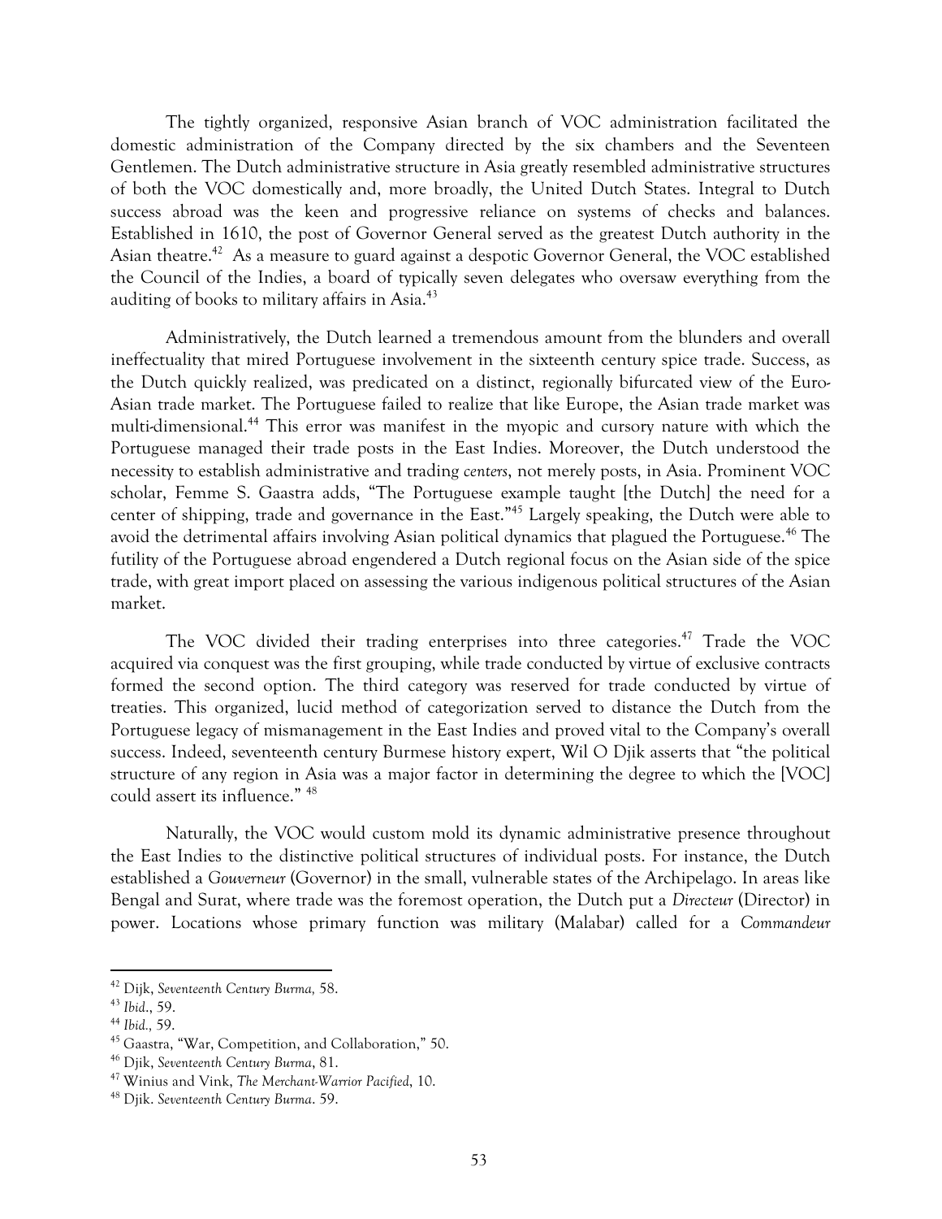The tightly organized, responsive Asian branch of VOC administration facilitated the domestic administration of the Company directed by the six chambers and the Seventeen Gentlemen. The Dutch administrative structure in Asia greatly resembled administrative structures of both the VOC domestically and, more broadly, the United Dutch States. Integral to Dutch success abroad was the keen and progressive reliance on systems of checks and balances. Established in 1610, the post of Governor General served as the greatest Dutch authority in the Asian theatre.[42] As a measure to guard against a despotic Governor General, the VOC established the Council of the Indies, a board of typically seven delegates who oversaw everything from the auditing of books to military affairs in Asia.[43]

Administratively, the Dutch learned a tremendous amount from the blunders and overall ineffectuality that mired Portuguese involvement in the sixteenth century spice trade. Success, as the Dutch quickly realized, was predicated on a distinct, regionally bifurcated view of the Euro-Asian trade market. The Portuguese failed to realize that like Europe, the Asian trade market was multi-dimensional.[44] This error was manifest in the myopic and cursory nature with which the Portuguese managed their trade posts in the East Indies. Moreover, the Dutch understood the necessity to establish administrative and trading *centers*, not merely posts, in Asia. Prominent VOC scholar, Femme S. Gaastra adds, "The Portuguese example taught [the Dutch] the need for a center of shipping, trade and governance in the East."[45] Largely speaking, the Dutch were able to avoid the detrimental affairs involving Asian political dynamics that plagued the Portuguese.[46] The futility of the Portuguese abroad engendered a Dutch regional focus on the Asian side of the spice trade, with great import placed on assessing the various indigenous political structures of the Asian market.

The VOC divided their trading enterprises into three categories.[47] Trade the VOC acquired via conquest was the first grouping, while trade conducted by virtue of exclusive contracts formed the second option. The third category was reserved for trade conducted by virtue of treaties. This organized, lucid method of categorization served to distance the Dutch from the Portuguese legacy of mismanagement in the East Indies and proved vital to the Company's overall success. Indeed, seventeenth century Burmese history expert, Wil O Djik asserts that "the political structure of any region in Asia was a major factor in determining the degree to which the [VOC] could assert its influence." [48]

Naturally, the VOC would custom mold its dynamic administrative presence throughout the East Indies to the distinctive political structures of individual posts. For instance, the Dutch established a *Gouverneur* (Governor) in the small, vulnerable states of the Archipelago. In areas like Bengal and Surat, where trade was the foremost operation, the Dutch put a *Directeur* (Director) in power. Locations whose primary function was military (Malabar) called for a *Commandeur*

---

[42] Dijk, *Seventeenth Century Burma,* 58.

[43] *Ibid*., 59.

[44] *Ibid.,* 59.

[45] Gaastra, "War, Competition, and Collaboration," 50.

[46] Djik, *Seventeenth Century Burma*, 81.

[47] Winius and Vink, *The Merchant-Warrior Pacified*, 10.

[48] Djik. *Seventeenth Century Burma*. 59.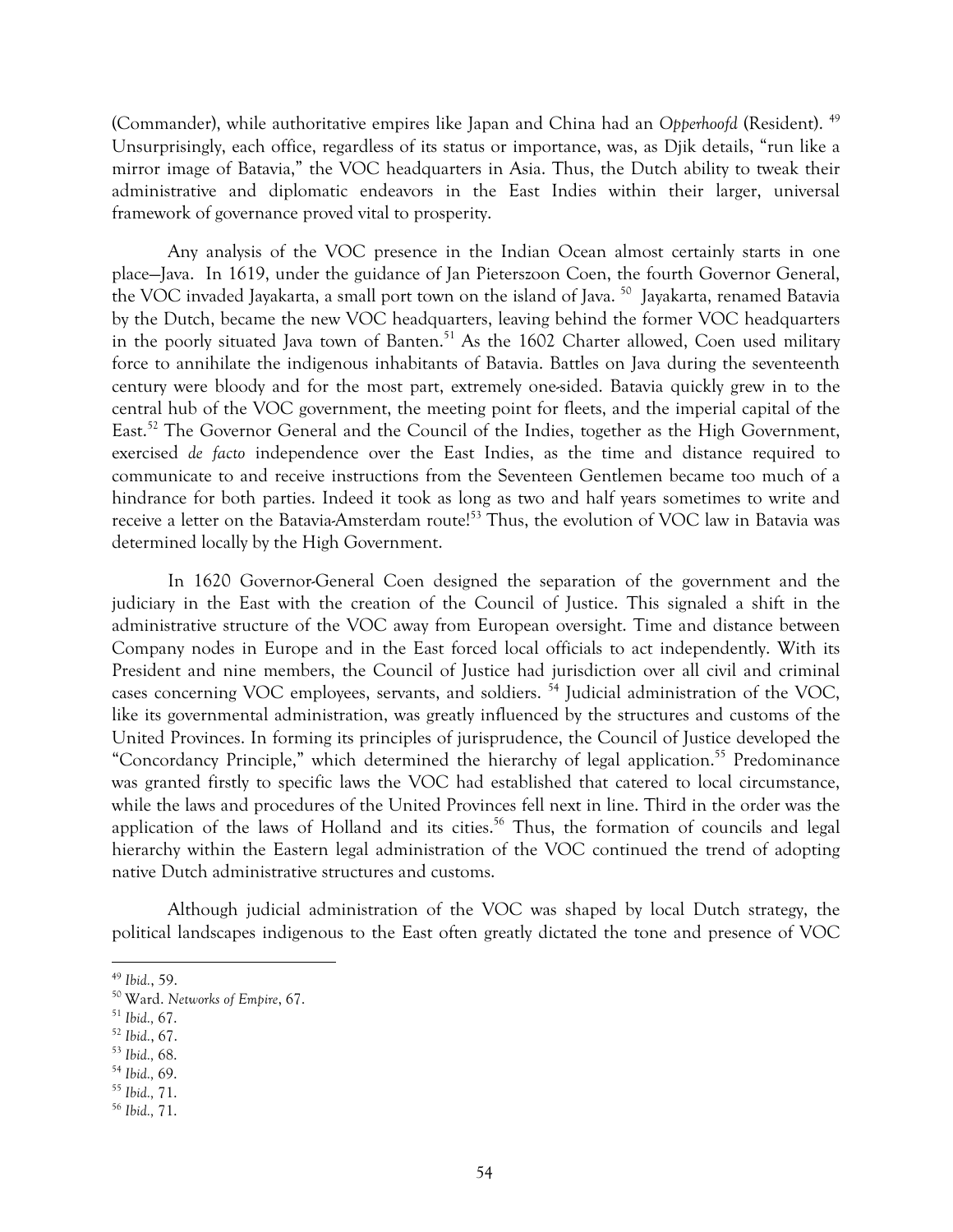(Commander), while authoritative empires like Japan and China had an *Opperhoofd* (Resident). [49] Unsurprisingly, each office, regardless of its status or importance, was, as Djik details, "run like a mirror image of Batavia," the VOC headquarters in Asia. Thus, the Dutch ability to tweak their administrative and diplomatic endeavors in the East Indies within their larger, universal framework of governance proved vital to prosperity.

Any analysis of the VOC presence in the Indian Ocean almost certainly starts in one place—Java. In 1619, under the guidance of Jan Pieterszoon Coen, the fourth Governor General, the VOC invaded Jayakarta, a small port town on the island of Java. [50] Jayakarta, renamed Batavia by the Dutch, became the new VOC headquarters, leaving behind the former VOC headquarters in the poorly situated Java town of Banten.[51] As the 1602 Charter allowed, Coen used military force to annihilate the indigenous inhabitants of Batavia. Battles on Java during the seventeenth century were bloody and for the most part, extremely one-sided. Batavia quickly grew in to the central hub of the VOC government, the meeting point for fleets, and the imperial capital of the East.[52] The Governor General and the Council of the Indies, together as the High Government, exercised *de facto* independence over the East Indies, as the time and distance required to communicate to and receive instructions from the Seventeen Gentlemen became too much of a hindrance for both parties. Indeed it took as long as two and half years sometimes to write and receive a letter on the Batavia-Amsterdam route![53] Thus, the evolution of VOC law in Batavia was determined locally by the High Government.

In 1620 Governor-General Coen designed the separation of the government and the judiciary in the East with the creation of the Council of Justice. This signaled a shift in the administrative structure of the VOC away from European oversight. Time and distance between Company nodes in Europe and in the East forced local officials to act independently. With its President and nine members, the Council of Justice had jurisdiction over all civil and criminal cases concerning VOC employees, servants, and soldiers. [54] Judicial administration of the VOC, like its governmental administration, was greatly influenced by the structures and customs of the United Provinces. In forming its principles of jurisprudence, the Council of Justice developed the "Concordancy Principle," which determined the hierarchy of legal application.[55] Predominance was granted firstly to specific laws the VOC had established that catered to local circumstance, while the laws and procedures of the United Provinces fell next in line. Third in the order was the application of the laws of Holland and its cities.[56] Thus, the formation of councils and legal hierarchy within the Eastern legal administration of the VOC continued the trend of adopting native Dutch administrative structures and customs.

Although judicial administration of the VOC was shaped by local Dutch strategy, the political landscapes indigenous to the East often greatly dictated the tone and presence of VOC

---

[49] *Ibid.*, 59.
[50] Ward. *Networks of Empire*, 67.
[51] *Ibid.*, 67.
[52] *Ibid.*, 67.
[53] *Ibid.*, 68.
[54] *Ibid.*, 69.
[55] *Ibid.*, 71.
[56] *Ibid.*, 71.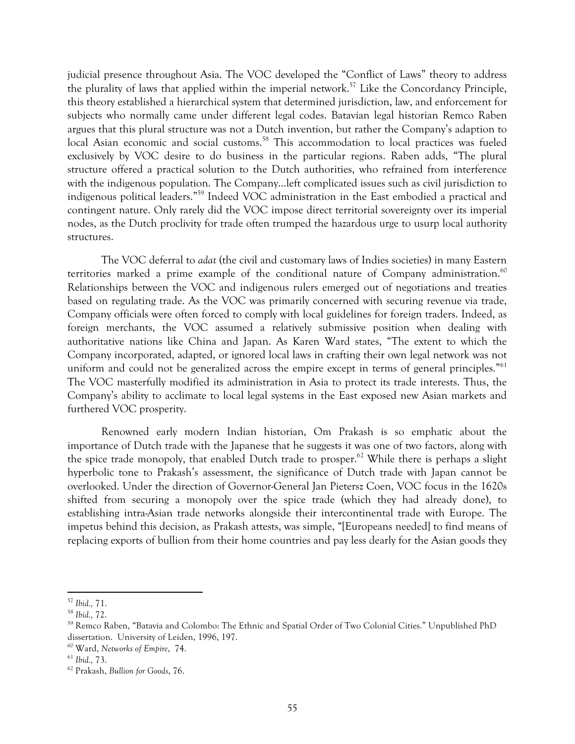judicial presence throughout Asia. The VOC developed the "Conflict of Laws" theory to address the plurality of laws that applied within the imperial network.[57] Like the Concordancy Principle, this theory established a hierarchical system that determined jurisdiction, law, and enforcement for subjects who normally came under different legal codes. Batavian legal historian Remco Raben argues that this plural structure was not a Dutch invention, but rather the Company's adaption to local Asian economic and social customs.[58] This accommodation to local practices was fueled exclusively by VOC desire to do business in the particular regions. Raben adds, "The plural structure offered a practical solution to the Dutch authorities, who refrained from interference with the indigenous population. The Company…left complicated issues such as civil jurisdiction to indigenous political leaders."[59] Indeed VOC administration in the East embodied a practical and contingent nature. Only rarely did the VOC impose direct territorial sovereignty over its imperial nodes, as the Dutch proclivity for trade often trumped the hazardous urge to usurp local authority structures.

The VOC deferral to *adat* (the civil and customary laws of Indies societies) in many Eastern territories marked a prime example of the conditional nature of Company administration.[60] Relationships between the VOC and indigenous rulers emerged out of negotiations and treaties based on regulating trade. As the VOC was primarily concerned with securing revenue via trade, Company officials were often forced to comply with local guidelines for foreign traders. Indeed, as foreign merchants, the VOC assumed a relatively submissive position when dealing with authoritative nations like China and Japan. As Karen Ward states, "The extent to which the Company incorporated, adapted, or ignored local laws in crafting their own legal network was not uniform and could not be generalized across the empire except in terms of general principles."[61] The VOC masterfully modified its administration in Asia to protect its trade interests. Thus, the Company's ability to acclimate to local legal systems in the East exposed new Asian markets and furthered VOC prosperity.

Renowned early modern Indian historian, Om Prakash is so emphatic about the importance of Dutch trade with the Japanese that he suggests it was one of two factors, along with the spice trade monopoly, that enabled Dutch trade to prosper.[62] While there is perhaps a slight hyperbolic tone to Prakash's assessment, the significance of Dutch trade with Japan cannot be overlooked. Under the direction of Governor-General Jan Pietersz Coen, VOC focus in the 1620s shifted from securing a monopoly over the spice trade (which they had already done), to establishing intra-Asian trade networks alongside their intercontinental trade with Europe. The impetus behind this decision, as Prakash attests, was simple, "[Europeans needed] to find means of replacing exports of bullion from their home countries and pay less dearly for the Asian goods they

---

[57] *Ibid.,* 71.

[58] *Ibid.,* 72.

[59] Remco Raben, "Batavia and Colombo: The Ethnic and Spatial Order of Two Colonial Cities." Unpublished PhD dissertation. University of Leiden, 1996, 197.

[60] Ward, *Networks of Empire*, 74.

[61] *Ibid.,* 73.

[62] Prakash, *Bullion for Goods*, 76.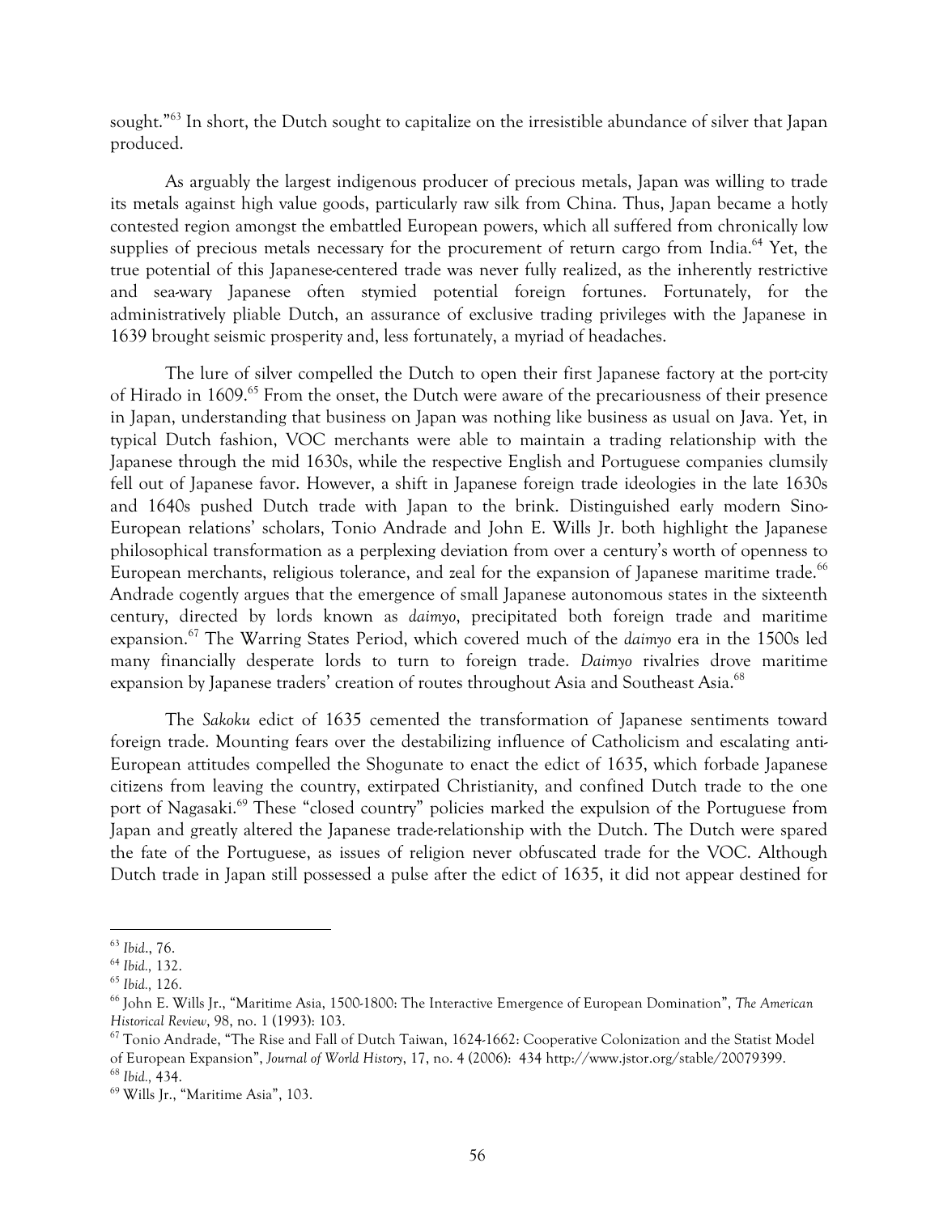sought."[63] In short, the Dutch sought to capitalize on the irresistible abundance of silver that Japan produced.

As arguably the largest indigenous producer of precious metals, Japan was willing to trade its metals against high value goods, particularly raw silk from China. Thus, Japan became a hotly contested region amongst the embattled European powers, which all suffered from chronically low supplies of precious metals necessary for the procurement of return cargo from India.[64] Yet, the true potential of this Japanese-centered trade was never fully realized, as the inherently restrictive and sea-wary Japanese often stymied potential foreign fortunes. Fortunately, for the administratively pliable Dutch, an assurance of exclusive trading privileges with the Japanese in 1639 brought seismic prosperity and, less fortunately, a myriad of headaches.

The lure of silver compelled the Dutch to open their first Japanese factory at the port-city of Hirado in 1609.[65] From the onset, the Dutch were aware of the precariousness of their presence in Japan, understanding that business on Japan was nothing like business as usual on Java. Yet, in typical Dutch fashion, VOC merchants were able to maintain a trading relationship with the Japanese through the mid 1630s, while the respective English and Portuguese companies clumsily fell out of Japanese favor. However, a shift in Japanese foreign trade ideologies in the late 1630s and 1640s pushed Dutch trade with Japan to the brink. Distinguished early modern Sino-European relations' scholars, Tonio Andrade and John E. Wills Jr. both highlight the Japanese philosophical transformation as a perplexing deviation from over a century's worth of openness to European merchants, religious tolerance, and zeal for the expansion of Japanese maritime trade.[66] Andrade cogently argues that the emergence of small Japanese autonomous states in the sixteenth century, directed by lords known as *daimyo*, precipitated both foreign trade and maritime expansion.[67] The Warring States Period, which covered much of the *daimyo* era in the 1500s led many financially desperate lords to turn to foreign trade. *Daimyo* rivalries drove maritime expansion by Japanese traders' creation of routes throughout Asia and Southeast Asia.[68]

The *Sakoku* edict of 1635 cemented the transformation of Japanese sentiments toward foreign trade. Mounting fears over the destabilizing influence of Catholicism and escalating anti-European attitudes compelled the Shogunate to enact the edict of 1635, which forbade Japanese citizens from leaving the country, extirpated Christianity, and confined Dutch trade to the one port of Nagasaki.[69] These "closed country" policies marked the expulsion of the Portuguese from Japan and greatly altered the Japanese trade-relationship with the Dutch. The Dutch were spared the fate of the Portuguese, as issues of religion never obfuscated trade for the VOC. Although Dutch trade in Japan still possessed a pulse after the edict of 1635, it did not appear destined for

---

[63] *Ibid*., 76.

[64] *Ibid.,* 132.

[65] *Ibid.,* 126.

[66] John E. Wills Jr., "Maritime Asia, 1500-1800: The Interactive Emergence of European Domination", *The American Historical Review*, 98, no. 1 (1993): 103.

[67] Tonio Andrade, "The Rise and Fall of Dutch Taiwan, 1624-1662: Cooperative Colonization and the Statist Model of European Expansion", *Journal of World History*, 17, no. 4 (2006): 434 http://www.jstor.org/stable/20079399.

[68] *Ibid.,* 434.

[69] Wills Jr., "Maritime Asia", 103.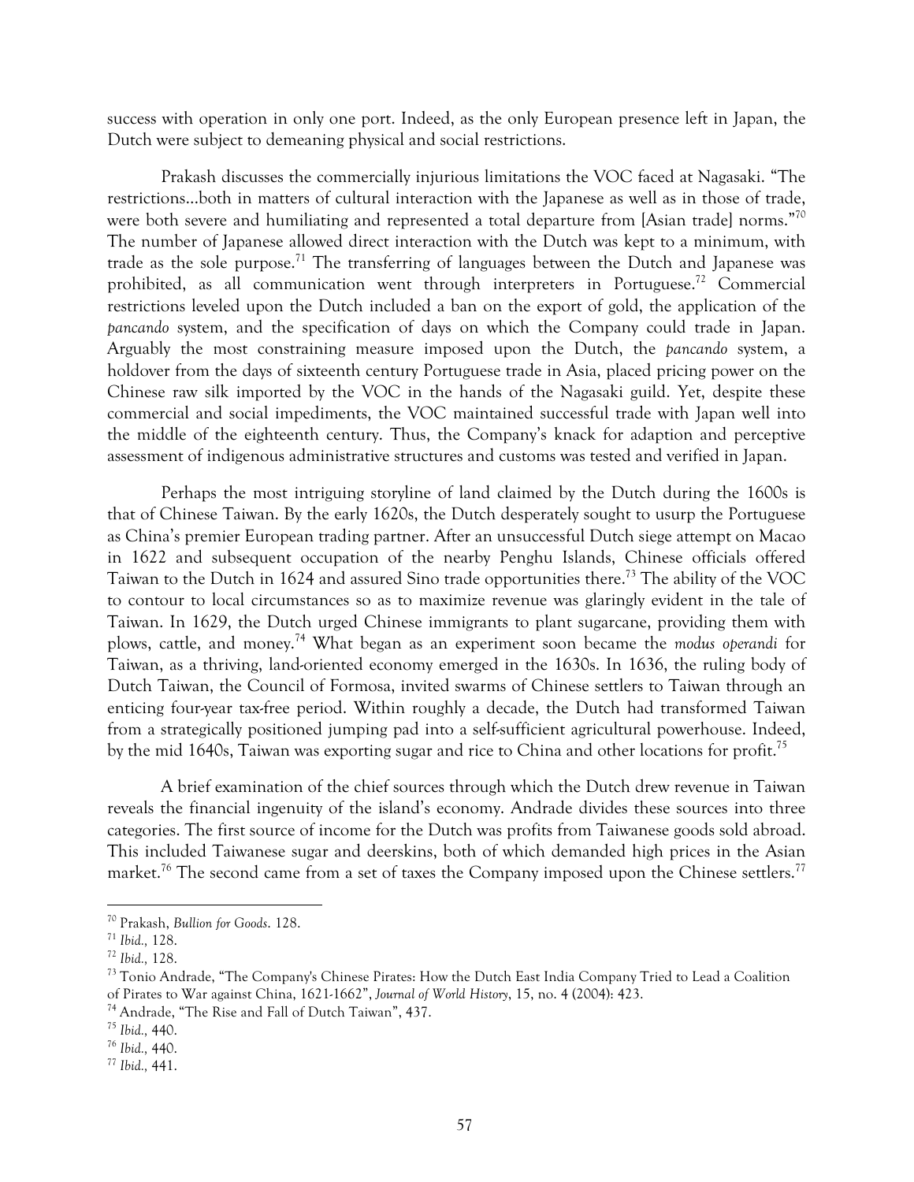success with operation in only one port. Indeed, as the only European presence left in Japan, the Dutch were subject to demeaning physical and social restrictions.

Prakash discusses the commercially injurious limitations the VOC faced at Nagasaki. "The restrictions…both in matters of cultural interaction with the Japanese as well as in those of trade, were both severe and humiliating and represented a total departure from [Asian trade] norms."[70] The number of Japanese allowed direct interaction with the Dutch was kept to a minimum, with trade as the sole purpose.[71] The transferring of languages between the Dutch and Japanese was prohibited, as all communication went through interpreters in Portuguese.[72] Commercial restrictions leveled upon the Dutch included a ban on the export of gold, the application of the *pancando* system, and the specification of days on which the Company could trade in Japan. Arguably the most constraining measure imposed upon the Dutch, the *pancando* system, a holdover from the days of sixteenth century Portuguese trade in Asia, placed pricing power on the Chinese raw silk imported by the VOC in the hands of the Nagasaki guild. Yet, despite these commercial and social impediments, the VOC maintained successful trade with Japan well into the middle of the eighteenth century. Thus, the Company's knack for adaption and perceptive assessment of indigenous administrative structures and customs was tested and verified in Japan.

Perhaps the most intriguing storyline of land claimed by the Dutch during the 1600s is that of Chinese Taiwan. By the early 1620s, the Dutch desperately sought to usurp the Portuguese as China's premier European trading partner. After an unsuccessful Dutch siege attempt on Macao in 1622 and subsequent occupation of the nearby Penghu Islands, Chinese officials offered Taiwan to the Dutch in 1624 and assured Sino trade opportunities there.[73] The ability of the VOC to contour to local circumstances so as to maximize revenue was glaringly evident in the tale of Taiwan. In 1629, the Dutch urged Chinese immigrants to plant sugarcane, providing them with plows, cattle, and money.[74] What began as an experiment soon became the *modus operandi* for Taiwan, as a thriving, land-oriented economy emerged in the 1630s. In 1636, the ruling body of Dutch Taiwan, the Council of Formosa, invited swarms of Chinese settlers to Taiwan through an enticing four-year tax-free period. Within roughly a decade, the Dutch had transformed Taiwan from a strategically positioned jumping pad into a self-sufficient agricultural powerhouse. Indeed, by the mid 1640s, Taiwan was exporting sugar and rice to China and other locations for profit.[75]

A brief examination of the chief sources through which the Dutch drew revenue in Taiwan reveals the financial ingenuity of the island's economy. Andrade divides these sources into three categories. The first source of income for the Dutch was profits from Taiwanese goods sold abroad. This included Taiwanese sugar and deerskins, both of which demanded high prices in the Asian market.[76] The second came from a set of taxes the Company imposed upon the Chinese settlers.[77]

---

[70] Prakash, *Bullion for Goods*. 128.

[71] *Ibid.*, 128.

[72] *Ibid.*, 128.

[73] Tonio Andrade, "The Company's Chinese Pirates: How the Dutch East India Company Tried to Lead a Coalition of Pirates to War against China, 1621-1662", *Journal of World History*, 15, no. 4 (2004): 423.

[74] Andrade, "The Rise and Fall of Dutch Taiwan", 437.

[75] *Ibid.*, 440.

[76] *Ibid.*, 440.

[77] *Ibid.*, 441.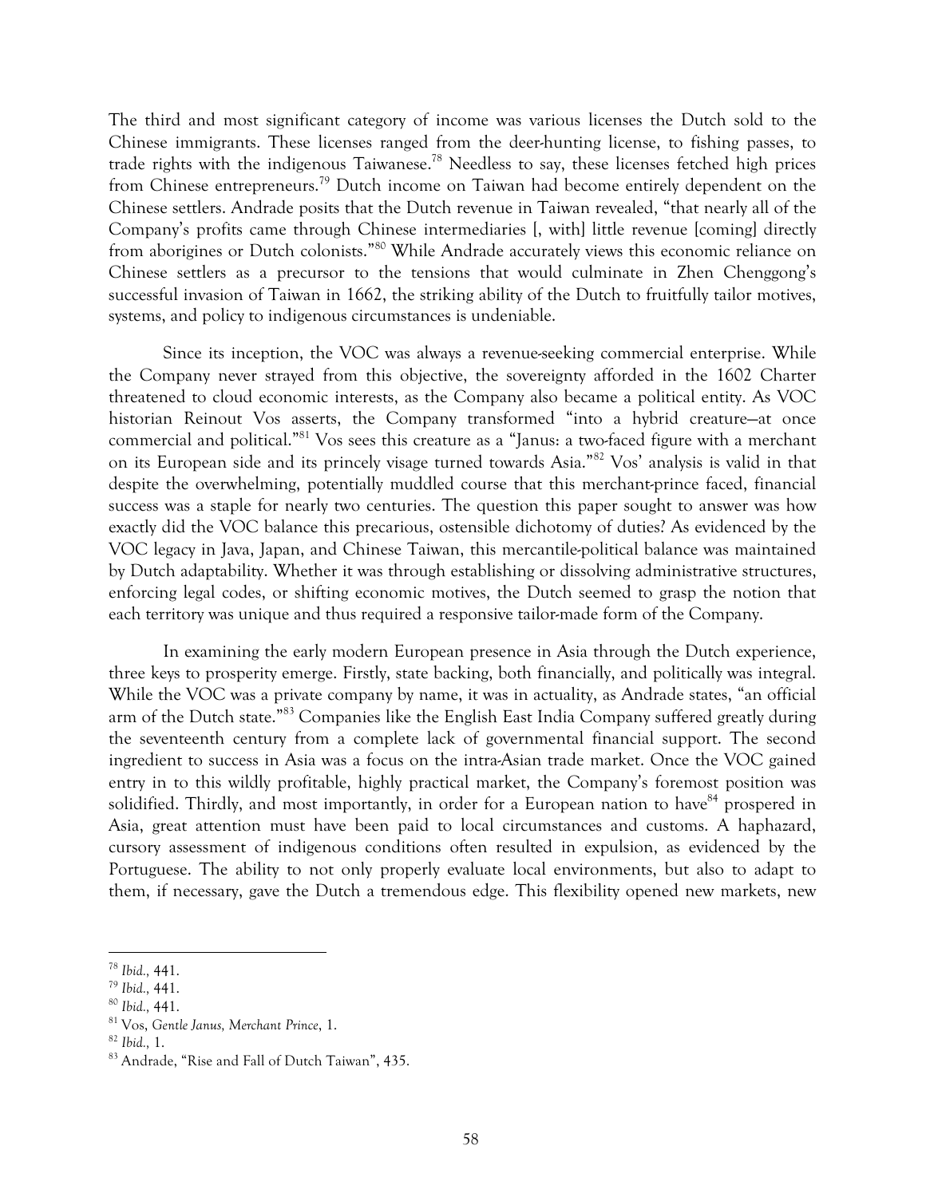The third and most significant category of income was various licenses the Dutch sold to the Chinese immigrants. These licenses ranged from the deer-hunting license, to fishing passes, to trade rights with the indigenous Taiwanese.[78] Needless to say, these licenses fetched high prices from Chinese entrepreneurs.[79] Dutch income on Taiwan had become entirely dependent on the Chinese settlers. Andrade posits that the Dutch revenue in Taiwan revealed, "that nearly all of the Company's profits came through Chinese intermediaries [, with] little revenue [coming] directly from aborigines or Dutch colonists."[80] While Andrade accurately views this economic reliance on Chinese settlers as a precursor to the tensions that would culminate in Zhen Chenggong's successful invasion of Taiwan in 1662, the striking ability of the Dutch to fruitfully tailor motives, systems, and policy to indigenous circumstances is undeniable.

Since its inception, the VOC was always a revenue-seeking commercial enterprise. While the Company never strayed from this objective, the sovereignty afforded in the 1602 Charter threatened to cloud economic interests, as the Company also became a political entity. As VOC historian Reinout Vos asserts, the Company transformed "into a hybrid creature—at once commercial and political."[81] Vos sees this creature as a "Janus: a two-faced figure with a merchant on its European side and its princely visage turned towards Asia."[82] Vos' analysis is valid in that despite the overwhelming, potentially muddled course that this merchant-prince faced, financial success was a staple for nearly two centuries. The question this paper sought to answer was how exactly did the VOC balance this precarious, ostensible dichotomy of duties? As evidenced by the VOC legacy in Java, Japan, and Chinese Taiwan, this mercantile-political balance was maintained by Dutch adaptability. Whether it was through establishing or dissolving administrative structures, enforcing legal codes, or shifting economic motives, the Dutch seemed to grasp the notion that each territory was unique and thus required a responsive tailor-made form of the Company.

In examining the early modern European presence in Asia through the Dutch experience, three keys to prosperity emerge. Firstly, state backing, both financially, and politically was integral. While the VOC was a private company by name, it was in actuality, as Andrade states, "an official arm of the Dutch state."[83] Companies like the English East India Company suffered greatly during the seventeenth century from a complete lack of governmental financial support. The second ingredient to success in Asia was a focus on the intra-Asian trade market. Once the VOC gained entry in to this wildly profitable, highly practical market, the Company's foremost position was solidified. Thirdly, and most importantly, in order for a European nation to have[84] prospered in Asia, great attention must have been paid to local circumstances and customs. A haphazard, cursory assessment of indigenous conditions often resulted in expulsion, as evidenced by the Portuguese. The ability to not only properly evaluate local environments, but also to adapt to them, if necessary, gave the Dutch a tremendous edge. This flexibility opened new markets, new

---

[78] *Ibid.,* 441.

[79] *Ibid.,* 441.

[80] *Ibid.,* 441.

[81] Vos, *Gentle Janus, Merchant Prince,* 1.

[82] *Ibid.,* 1.

[83] Andrade, "Rise and Fall of Dutch Taiwan", 435.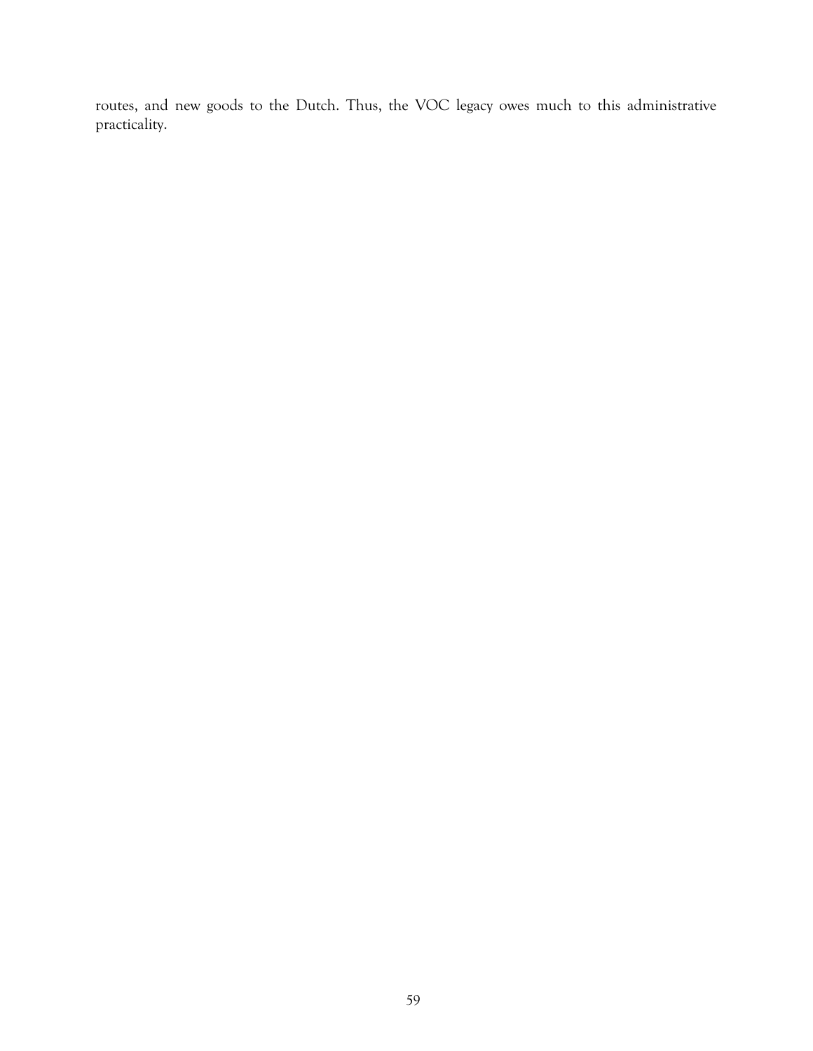routes, and new goods to the Dutch. Thus, the VOC legacy owes much to this administrative practicality.